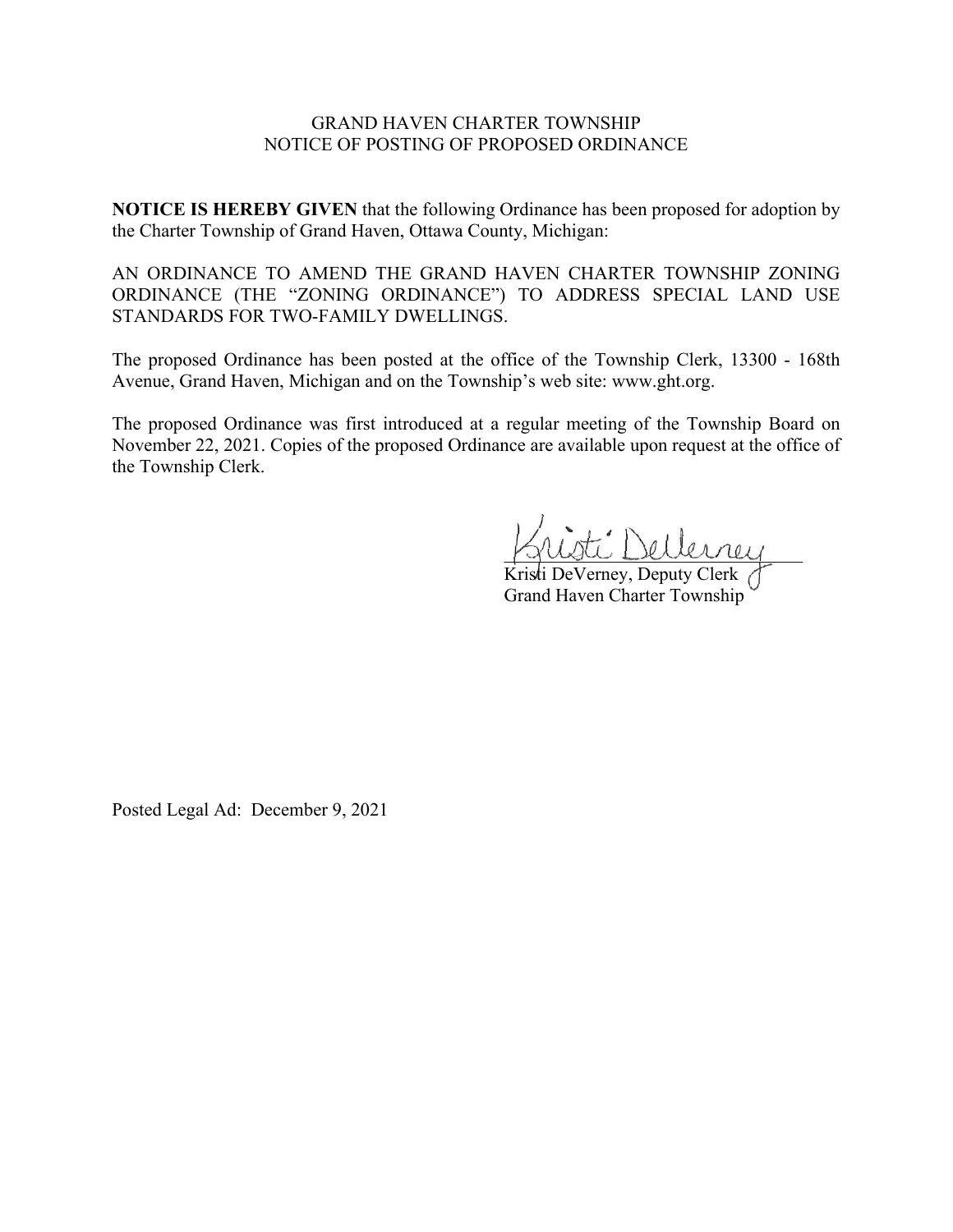GRAND HAVEN CHARTER TOWNSHIP
NOTICE OF POSTING OF PROPOSED ORDINANCE

**NOTICE IS HEREBY GIVEN** that the following Ordinance has been proposed for adoption by the Charter Township of Grand Haven, Ottawa County, Michigan:

AN ORDINANCE TO AMEND THE GRAND HAVEN CHARTER TOWNSHIP ZONING ORDINANCE (THE "ZONING ORDINANCE") TO ADDRESS SPECIAL LAND USE STANDARDS FOR TWO-FAMILY DWELLINGS.

The proposed Ordinance has been posted at the office of the Township Clerk, 13300 - 168th Avenue, Grand Haven, Michigan and on the Township's web site: www.ght.org.

The proposed Ordinance was first introduced at a regular meeting of the Township Board on November 22, 2021. Copies of the proposed Ordinance are available upon request at the office of the Township Clerk.

Kristi DeVerney, Deputy Clerk
Grand Haven Charter Township

Posted Legal Ad: December 9, 2021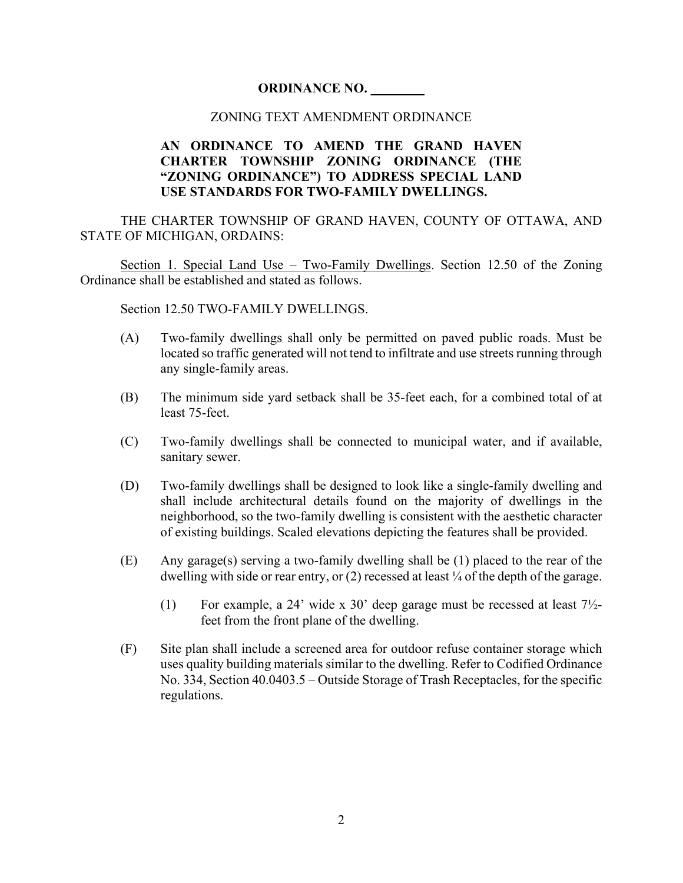**ORDINANCE NO. ________**

ZONING TEXT AMENDMENT ORDINANCE

**AN ORDINANCE TO AMEND THE GRAND HAVEN CHARTER TOWNSHIP ZONING ORDINANCE (THE "ZONING ORDINANCE") TO ADDRESS SPECIAL LAND USE STANDARDS FOR TWO-FAMILY DWELLINGS.**

THE CHARTER TOWNSHIP OF GRAND HAVEN, COUNTY OF OTTAWA, AND STATE OF MICHIGAN, ORDAINS:

<u>Section 1. Special Land Use – Two-Family Dwellings</u>. Section 12.50 of the Zoning Ordinance shall be established and stated as follows.

Section 12.50 TWO-FAMILY DWELLINGS.

(A) Two-family dwellings shall only be permitted on paved public roads. Must be located so traffic generated will not tend to infiltrate and use streets running through any single-family areas.

(B) The minimum side yard setback shall be 35-feet each, for a combined total of at least 75-feet.

(C) Two-family dwellings shall be connected to municipal water, and if available, sanitary sewer.

(D) Two-family dwellings shall be designed to look like a single-family dwelling and shall include architectural details found on the majority of dwellings in the neighborhood, so the two-family dwelling is consistent with the aesthetic character of existing buildings. Scaled elevations depicting the features shall be provided.

(E) Any garage(s) serving a two-family dwelling shall be (1) placed to the rear of the dwelling with side or rear entry, or (2) recessed at least ¼ of the depth of the garage.

   (1) For example, a 24' wide x 30' deep garage must be recessed at least 7½-feet from the front plane of the dwelling.

(F) Site plan shall include a screened area for outdoor refuse container storage which uses quality building materials similar to the dwelling. Refer to Codified Ordinance No. 334, Section 40.0403.5 – Outside Storage of Trash Receptacles, for the specific regulations.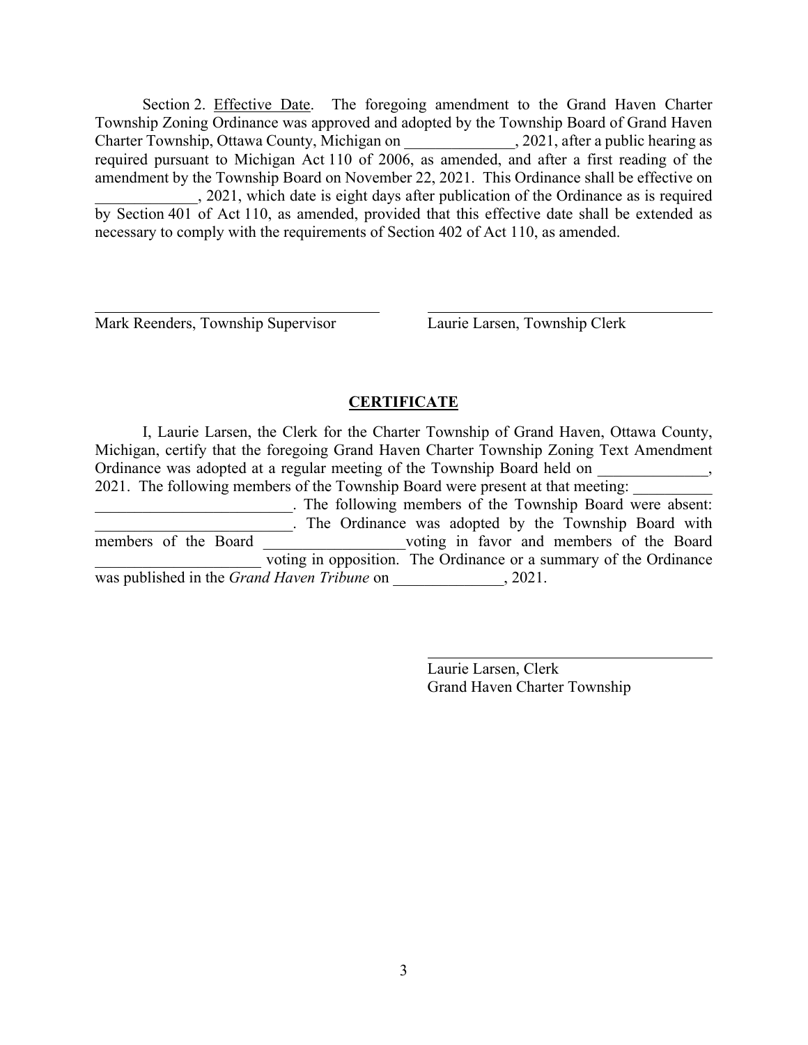Section 2. Effective Date. The foregoing amendment to the Grand Haven Charter Township Zoning Ordinance was approved and adopted by the Township Board of Grand Haven Charter Township, Ottawa County, Michigan on ______________, 2021, after a public hearing as required pursuant to Michigan Act 110 of 2006, as amended, and after a first reading of the amendment by the Township Board on November 22, 2021. This Ordinance shall be effective on _____________, 2021, which date is eight days after publication of the Ordinance as is required by Section 401 of Act 110, as amended, provided that this effective date shall be extended as necessary to comply with the requirements of Section 402 of Act 110, as amended.

| | |
|---|---|
| ___________________________________ | ___________________________________ |
| Mark Reenders, Township Supervisor | Laurie Larsen, Township Clerk |

## CERTIFICATE

I, Laurie Larsen, the Clerk for the Charter Township of Grand Haven, Ottawa County, Michigan, certify that the foregoing Grand Haven Charter Township Zoning Text Amendment Ordinance was adopted at a regular meeting of the Township Board held on ______________, 2021. The following members of the Township Board were present at that meeting: __________ _________________________. The following members of the Township Board were absent: _________________________. The Ordinance was adopted by the Township Board with members of the Board __________________voting in favor and members of the Board _____________________ voting in opposition. The Ordinance or a summary of the Ordinance was published in the *Grand Haven Tribune* on ______________, 2021.

___________________________________
Laurie Larsen, Clerk
Grand Haven Charter Township